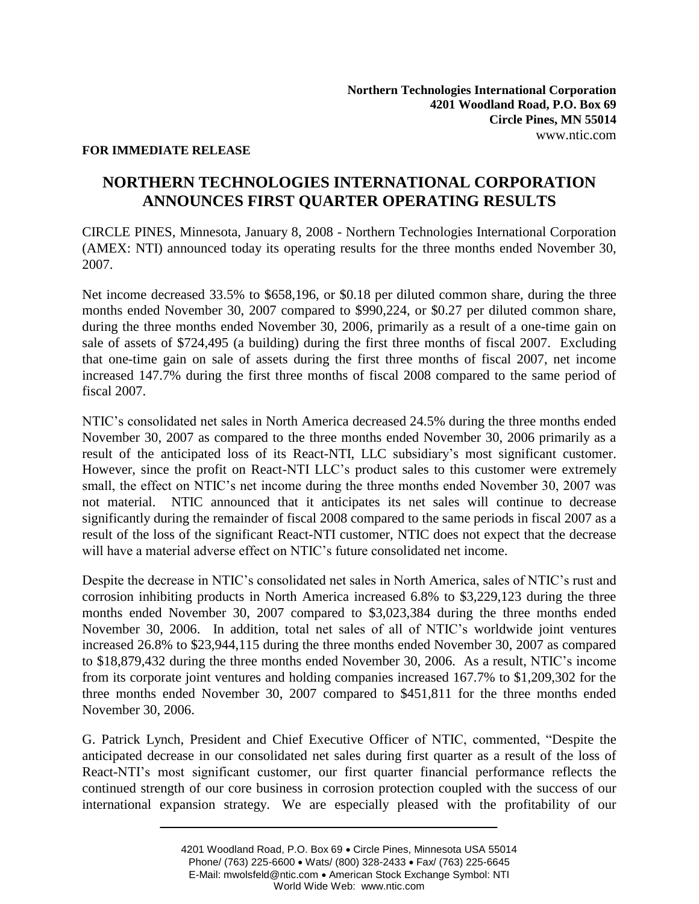**Northern Technologies International Corporation**
**4201 Woodland Road, P.O. Box 69**
**Circle Pines, MN 55014**
www.ntic.com

**FOR IMMEDIATE RELEASE**

# NORTHERN TECHNOLOGIES INTERNATIONAL CORPORATION ANNOUNCES FIRST QUARTER OPERATING RESULTS

CIRCLE PINES, Minnesota, January 8, 2008 - Northern Technologies International Corporation (AMEX: NTI) announced today its operating results for the three months ended November 30, 2007.

Net income decreased 33.5% to $658,196, or $0.18 per diluted common share, during the three months ended November 30, 2007 compared to $990,224, or $0.27 per diluted common share, during the three months ended November 30, 2006, primarily as a result of a one-time gain on sale of assets of $724,495 (a building) during the first three months of fiscal 2007. Excluding that one-time gain on sale of assets during the first three months of fiscal 2007, net income increased 147.7% during the first three months of fiscal 2008 compared to the same period of fiscal 2007.

NTIC's consolidated net sales in North America decreased 24.5% during the three months ended November 30, 2007 as compared to the three months ended November 30, 2006 primarily as a result of the anticipated loss of its React-NTI, LLC subsidiary's most significant customer. However, since the profit on React-NTI LLC's product sales to this customer were extremely small, the effect on NTIC's net income during the three months ended November 30, 2007 was not material. NTIC announced that it anticipates its net sales will continue to decrease significantly during the remainder of fiscal 2008 compared to the same periods in fiscal 2007 as a result of the loss of the significant React-NTI customer, NTIC does not expect that the decrease will have a material adverse effect on NTIC's future consolidated net income.

Despite the decrease in NTIC's consolidated net sales in North America, sales of NTIC's rust and corrosion inhibiting products in North America increased 6.8% to $3,229,123 during the three months ended November 30, 2007 compared to $3,023,384 during the three months ended November 30, 2006. In addition, total net sales of all of NTIC's worldwide joint ventures increased 26.8% to $23,944,115 during the three months ended November 30, 2007 as compared to $18,879,432 during the three months ended November 30, 2006. As a result, NTIC's income from its corporate joint ventures and holding companies increased 167.7% to $1,209,302 for the three months ended November 30, 2007 compared to $451,811 for the three months ended November 30, 2006.

G. Patrick Lynch, President and Chief Executive Officer of NTIC, commented, "Despite the anticipated decrease in our consolidated net sales during first quarter as a result of the loss of React-NTI's most significant customer, our first quarter financial performance reflects the continued strength of our core business in corrosion protection coupled with the success of our international expansion strategy. We are especially pleased with the profitability of our

4201 Woodland Road, P.O. Box 69 • Circle Pines, Minnesota USA 55014
Phone/ (763) 225-6600 • Wats/ (800) 328-2433 • Fax/ (763) 225-6645
E-Mail: mwolsfeld@ntic.com • American Stock Exchange Symbol: NTI
World Wide Web: www.ntic.com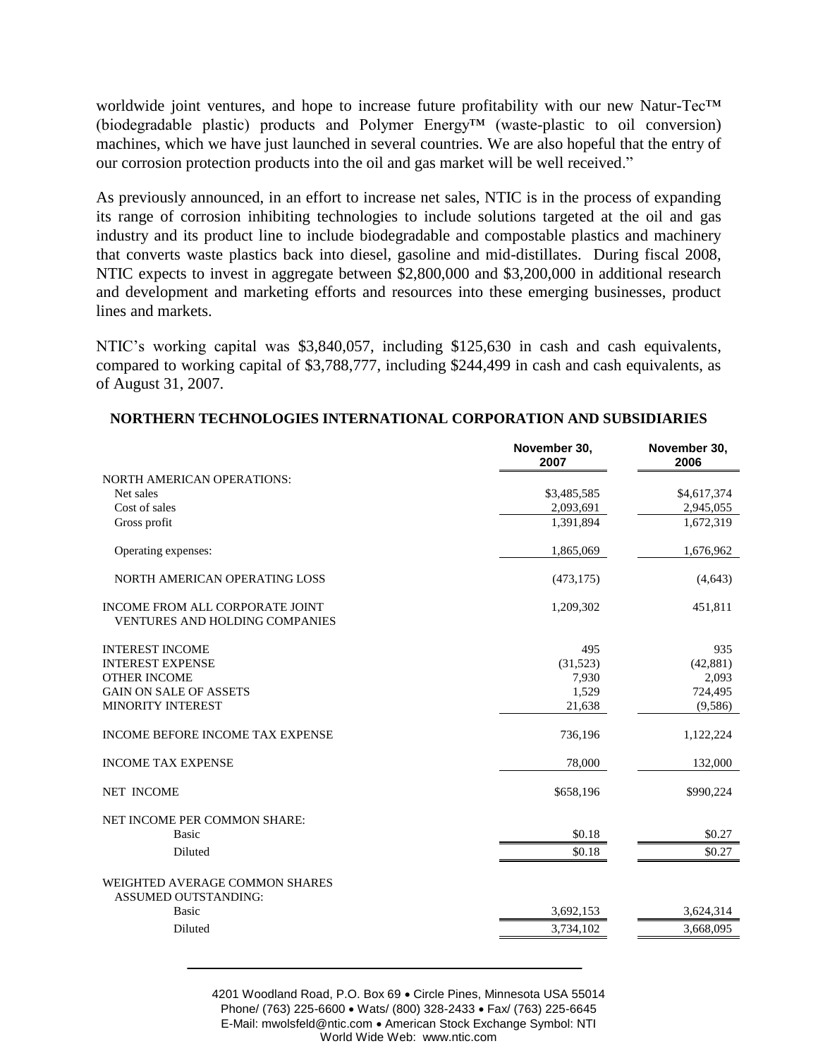worldwide joint ventures, and hope to increase future profitability with our new Natur-Tec™ (biodegradable plastic) products and Polymer Energy™ (waste-plastic to oil conversion) machines, which we have just launched in several countries. We are also hopeful that the entry of our corrosion protection products into the oil and gas market will be well received."

As previously announced, in an effort to increase net sales, NTIC is in the process of expanding its range of corrosion inhibiting technologies to include solutions targeted at the oil and gas industry and its product line to include biodegradable and compostable plastics and machinery that converts waste plastics back into diesel, gasoline and mid-distillates. During fiscal 2008, NTIC expects to invest in aggregate between $2,800,000 and $3,200,000 in additional research and development and marketing efforts and resources into these emerging businesses, product lines and markets.

NTIC's working capital was $3,840,057, including $125,630 in cash and cash equivalents, compared to working capital of $3,788,777, including $244,499 in cash and cash equivalents, as of August 31, 2007.

**NORTHERN TECHNOLOGIES INTERNATIONAL CORPORATION AND SUBSIDIARIES**

| | November 30, 2007 | November 30, 2006 |
|---|---|---|
| NORTH AMERICAN OPERATIONS: | | |
| Net sales | $3,485,585 | $4,617,374 |
| Cost of sales | 2,093,691 | 2,945,055 |
| Gross profit | 1,391,894 | 1,672,319 |
| Operating expenses: | 1,865,069 | 1,676,962 |
| NORTH AMERICAN OPERATING LOSS | (473,175) | (4,643) |
| INCOME FROM ALL CORPORATE JOINT VENTURES AND HOLDING COMPANIES | 1,209,302 | 451,811 |
| INTEREST INCOME | 495 | 935 |
| INTEREST EXPENSE | (31,523) | (42,881) |
| OTHER INCOME | 7,930 | 2,093 |
| GAIN ON SALE OF ASSETS | 1,529 | 724,495 |
| MINORITY INTEREST | 21,638 | (9,586) |
| INCOME BEFORE INCOME TAX EXPENSE | 736,196 | 1,122,224 |
| INCOME TAX EXPENSE | 78,000 | 132,000 |
| NET INCOME | $658,196 | $990,224 |
| NET INCOME PER COMMON SHARE: | | |
| Basic | $0.18 | $0.27 |
| Diluted | $0.18 | $0.27 |
| WEIGHTED AVERAGE COMMON SHARES ASSUMED OUTSTANDING: | | |
| Basic | 3,692,153 | 3,624,314 |
| Diluted | 3,734,102 | 3,668,095 |

4201 Woodland Road, P.O. Box 69 • Circle Pines, Minnesota USA 55014
Phone/ (763) 225-6600 • Wats/ (800) 328-2433 • Fax/ (763) 225-6645
E-Mail: mwolsfeld@ntic.com • American Stock Exchange Symbol: NTI
World Wide Web: www.ntic.com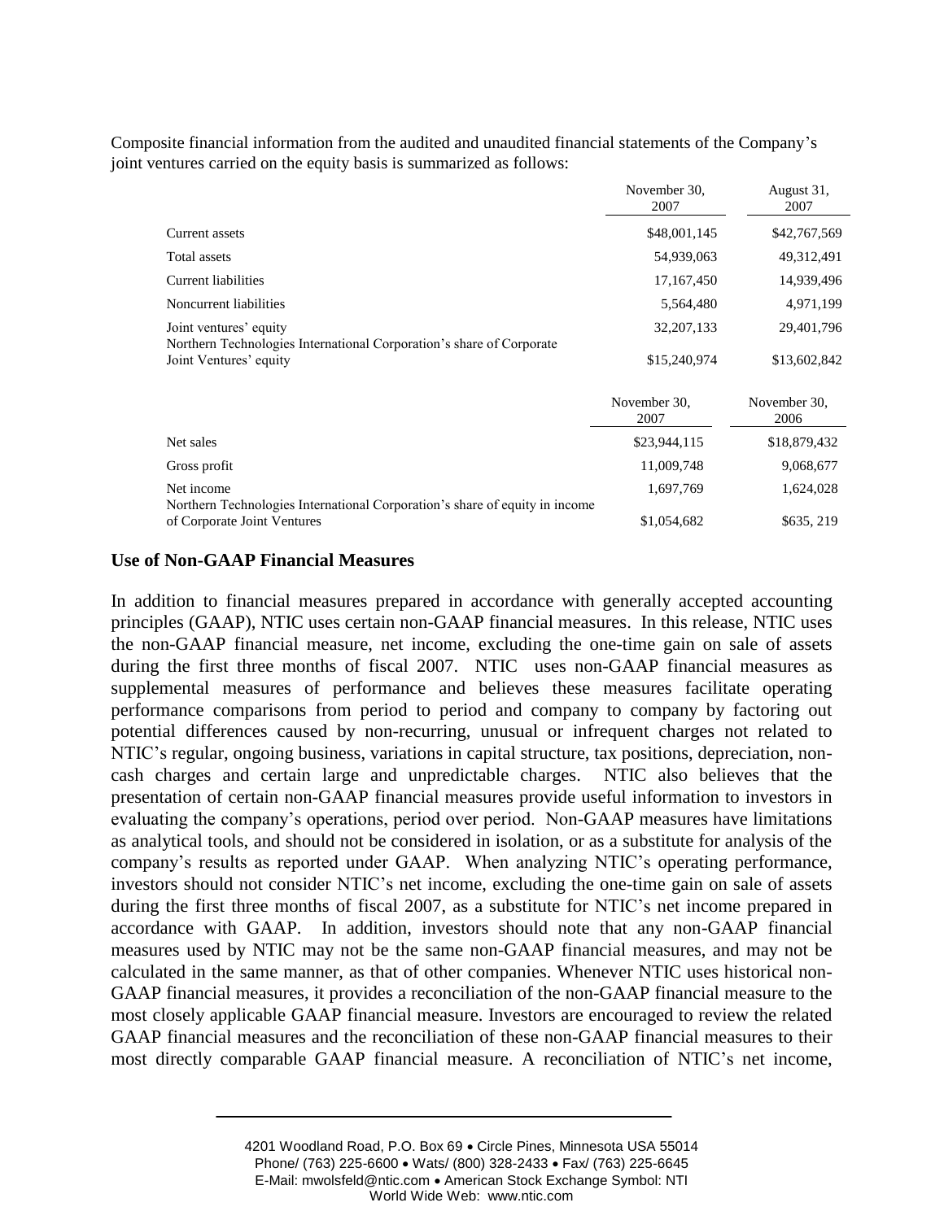Composite financial information from the audited and unaudited financial statements of the Company's joint ventures carried on the equity basis is summarized as follows:

| | November 30, 2007 | August 31, 2007 |
|---|---|---|
| Current assets | $48,001,145 | $42,767,569 |
| Total assets | 54,939,063 | 49,312,491 |
| Current liabilities | 17,167,450 | 14,939,496 |
| Noncurrent liabilities | 5,564,480 | 4,971,199 |
| Joint ventures' equity | 32,207,133 | 29,401,796 |
| Northern Technologies International Corporation's share of Corporate Joint Ventures' equity | $15,240,974 | $13,602,842 |

| | November 30, 2007 | November 30, 2006 |
|---|---|---|
| Net sales | $23,944,115 | $18,879,432 |
| Gross profit | 11,009,748 | 9,068,677 |
| Net income | 1,697,769 | 1,624,028 |
| Northern Technologies International Corporation's share of equity in income of Corporate Joint Ventures | $1,054,682 | $635, 219 |

### Use of Non-GAAP Financial Measures

In addition to financial measures prepared in accordance with generally accepted accounting principles (GAAP), NTIC uses certain non-GAAP financial measures. In this release, NTIC uses the non-GAAP financial measure, net income, excluding the one-time gain on sale of assets during the first three months of fiscal 2007. NTIC uses non-GAAP financial measures as supplemental measures of performance and believes these measures facilitate operating performance comparisons from period to period and company to company by factoring out potential differences caused by non-recurring, unusual or infrequent charges not related to NTIC's regular, ongoing business, variations in capital structure, tax positions, depreciation, non-cash charges and certain large and unpredictable charges. NTIC also believes that the presentation of certain non-GAAP financial measures provide useful information to investors in evaluating the company's operations, period over period. Non-GAAP measures have limitations as analytical tools, and should not be considered in isolation, or as a substitute for analysis of the company's results as reported under GAAP. When analyzing NTIC's operating performance, investors should not consider NTIC's net income, excluding the one-time gain on sale of assets during the first three months of fiscal 2007, as a substitute for NTIC's net income prepared in accordance with GAAP. In addition, investors should note that any non-GAAP financial measures used by NTIC may not be the same non-GAAP financial measures, and may not be calculated in the same manner, as that of other companies. Whenever NTIC uses historical non-GAAP financial measures, it provides a reconciliation of the non-GAAP financial measure to the most closely applicable GAAP financial measure. Investors are encouraged to review the related GAAP financial measures and the reconciliation of these non-GAAP financial measures to their most directly comparable GAAP financial measure. A reconciliation of NTIC's net income,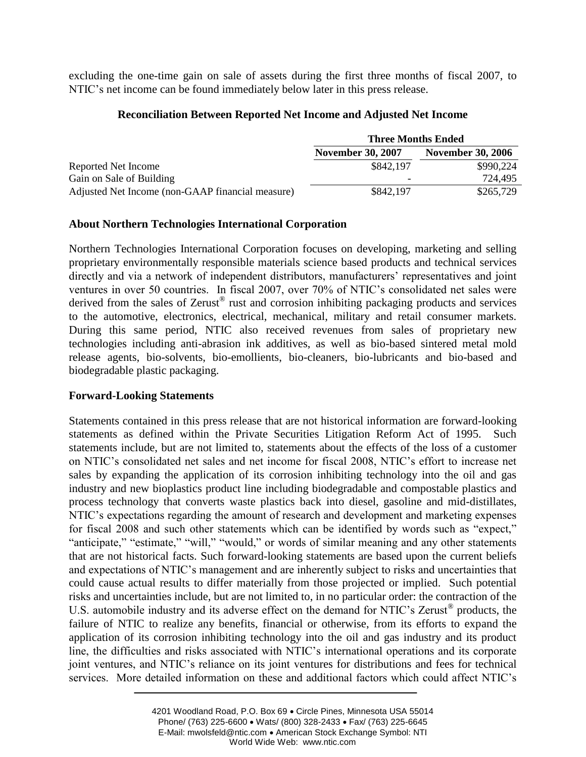excluding the one-time gain on sale of assets during the first three months of fiscal 2007, to NTIC's net income can be found immediately below later in this press release.

### Reconciliation Between Reported Net Income and Adjusted Net Income

| | Three Months Ended | |
|---|---|---|
| | November 30, 2007 | November 30, 2006 |
| Reported Net Income | $842,197 | $990,224 |
| Gain on Sale of Building | - | 724,495 |
| Adjusted Net Income (non-GAAP financial measure) | $842,197 | $265,729 |

### About Northern Technologies International Corporation

Northern Technologies International Corporation focuses on developing, marketing and selling proprietary environmentally responsible materials science based products and technical services directly and via a network of independent distributors, manufacturers' representatives and joint ventures in over 50 countries. In fiscal 2007, over 70% of NTIC's consolidated net sales were derived from the sales of Zerust® rust and corrosion inhibiting packaging products and services to the automotive, electronics, electrical, mechanical, military and retail consumer markets. During this same period, NTIC also received revenues from sales of proprietary new technologies including anti-abrasion ink additives, as well as bio-based sintered metal mold release agents, bio-solvents, bio-emollients, bio-cleaners, bio-lubricants and bio-based and biodegradable plastic packaging.

### Forward-Looking Statements

Statements contained in this press release that are not historical information are forward-looking statements as defined within the Private Securities Litigation Reform Act of 1995. Such statements include, but are not limited to, statements about the effects of the loss of a customer on NTIC's consolidated net sales and net income for fiscal 2008, NTIC's effort to increase net sales by expanding the application of its corrosion inhibiting technology into the oil and gas industry and new bioplastics product line including biodegradable and compostable plastics and process technology that converts waste plastics back into diesel, gasoline and mid-distillates, NTIC's expectations regarding the amount of research and development and marketing expenses for fiscal 2008 and such other statements which can be identified by words such as "expect," "anticipate," "estimate," "will," "would," or words of similar meaning and any other statements that are not historical facts. Such forward-looking statements are based upon the current beliefs and expectations of NTIC's management and are inherently subject to risks and uncertainties that could cause actual results to differ materially from those projected or implied. Such potential risks and uncertainties include, but are not limited to, in no particular order: the contraction of the U.S. automobile industry and its adverse effect on the demand for NTIC's Zerust® products, the failure of NTIC to realize any benefits, financial or otherwise, from its efforts to expand the application of its corrosion inhibiting technology into the oil and gas industry and its product line, the difficulties and risks associated with NTIC's international operations and its corporate joint ventures, and NTIC's reliance on its joint ventures for distributions and fees for technical services. More detailed information on these and additional factors which could affect NTIC's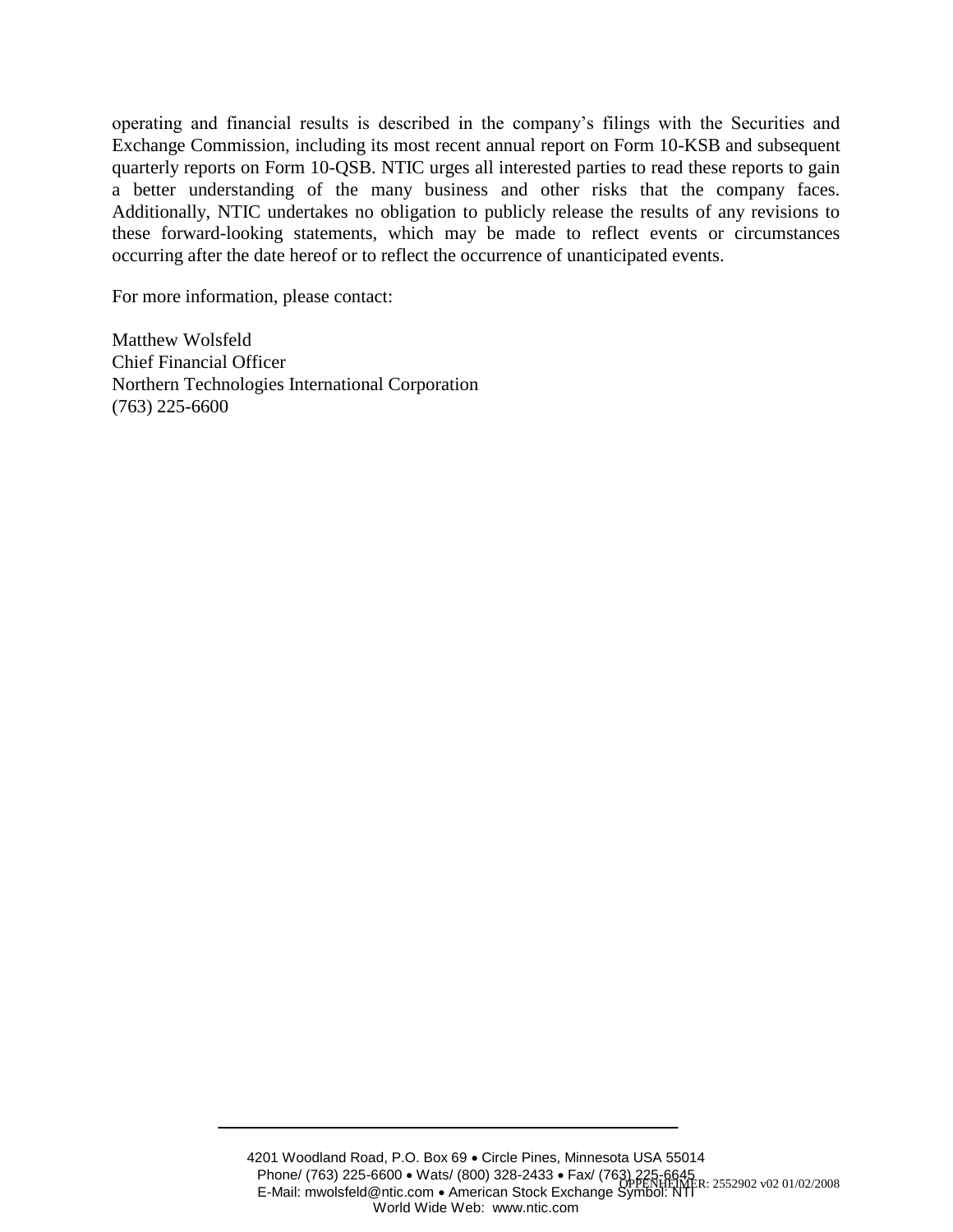operating and financial results is described in the company's filings with the Securities and Exchange Commission, including its most recent annual report on Form 10-KSB and subsequent quarterly reports on Form 10-QSB. NTIC urges all interested parties to read these reports to gain a better understanding of the many business and other risks that the company faces. Additionally, NTIC undertakes no obligation to publicly release the results of any revisions to these forward-looking statements, which may be made to reflect events or circumstances occurring after the date hereof or to reflect the occurrence of unanticipated events.

For more information, please contact:

Matthew Wolsfeld
Chief Financial Officer
Northern Technologies International Corporation
(763) 225-6600

4201 Woodland Road, P.O. Box 69 • Circle Pines, Minnesota USA 55014
Phone/ (763) 225-6600 • Wats/ (800) 328-2433 • Fax/ (763) 225-6645
E-Mail: mwolsfeld@ntic.com • American Stock Exchange Symbol: NTI
World Wide Web: www.ntic.com

OPPENHEIMER: 2552902 v02 01/02/2008